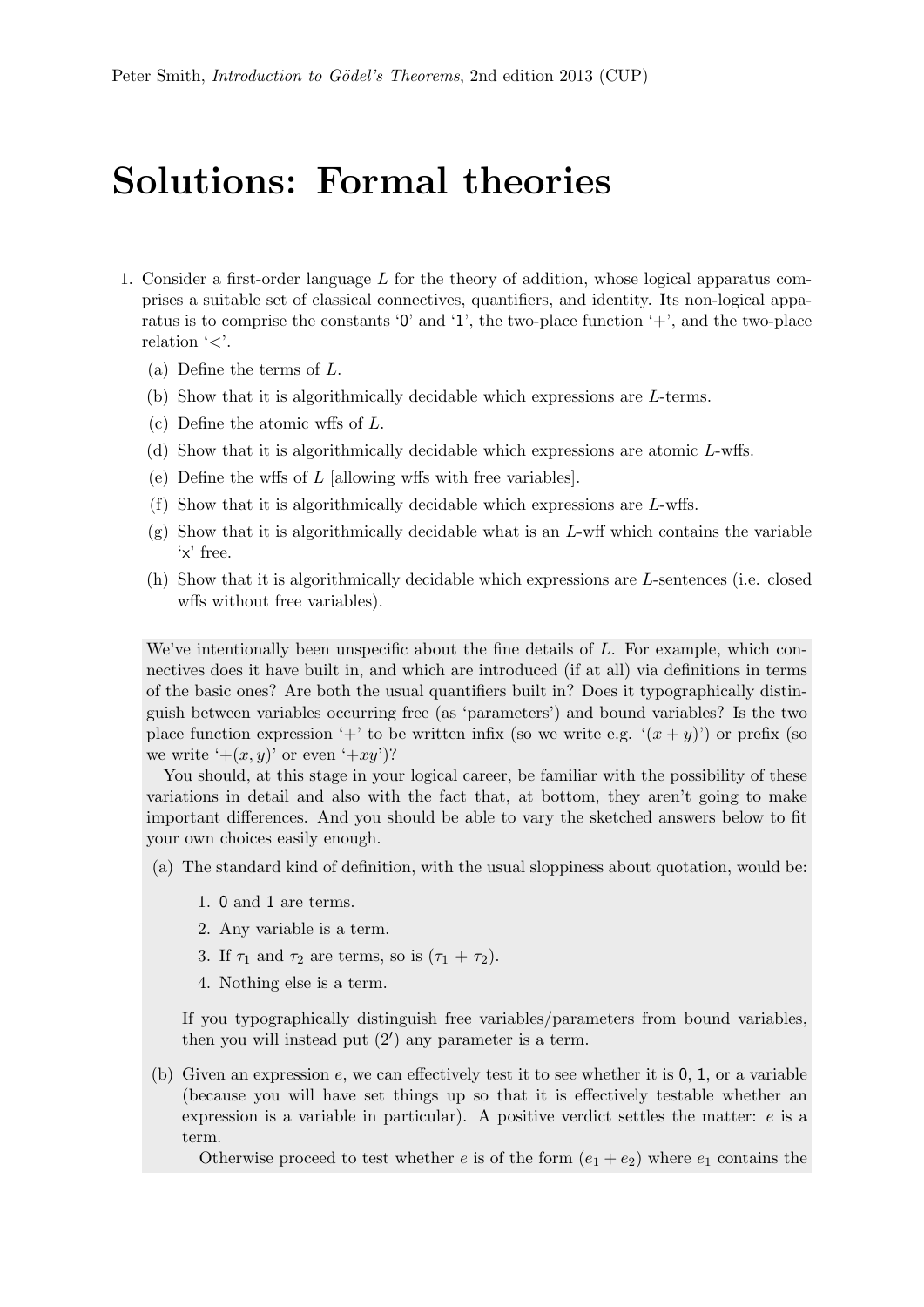# Solutions: Formal theories

1. Consider a first-order language $L$ for the theory of addition, whose logical apparatus comprises a suitable set of classical connectives, quantifiers, and identity. Its non-logical apparatus is to comprise the constants '0' and '1', the two-place function '+', and the two-place relation '<'.

   (a) Define the terms of $L$.

   (b) Show that it is algorithmically decidable which expressions are $L$-terms.

   (c) Define the atomic wffs of $L$.

   (d) Show that it is algorithmically decidable which expressions are atomic $L$-wffs.

   (e) Define the wffs of $L$ [allowing wffs with free variables].

   (f) Show that it is algorithmically decidable which expressions are $L$-wffs.

   (g) Show that it is algorithmically decidable what is an $L$-wff which contains the variable 'x' free.

   (h) Show that it is algorithmically decidable which expressions are $L$-sentences (i.e. closed wffs without free variables).

We've intentionally been unspecific about the fine details of $L$. For example, which connectives does it have built in, and which are introduced (if at all) via definitions in terms of the basic ones? Are both the usual quantifiers built in? Does it typographically distinguish between variables occurring free (as 'parameters') and bound variables? Is the two place function expression '+' to be written infix (so we write e.g. '$(x + y)$') or prefix (so we write '$+(x, y)$' or even '$+xy$')?

You should, at this stage in your logical career, be familiar with the possibility of these variations in detail and also with the fact that, at bottom, they aren't going to make important differences. And you should be able to vary the sketched answers below to fit your own choices easily enough.

(a) The standard kind of definition, with the usual sloppiness about quotation, would be:

1. 0 and 1 are terms.
2. Any variable is a term.
3. If $\tau_1$ and $\tau_2$ are terms, so is $(\tau_1 + \tau_2)$.
4. Nothing else is a term.

If you typographically distinguish free variables/parameters from bound variables, then you will instead put $(2')$ any parameter is a term.

(b) Given an expression $e$, we can effectively test it to see whether it is 0, 1, or a variable (because you will have set things up so that it is effectively testable whether an expression is a variable in particular). A positive verdict settles the matter: $e$ is a term.

Otherwise proceed to test whether $e$ is of the form $(e_1 + e_2)$ where $e_1$ contains the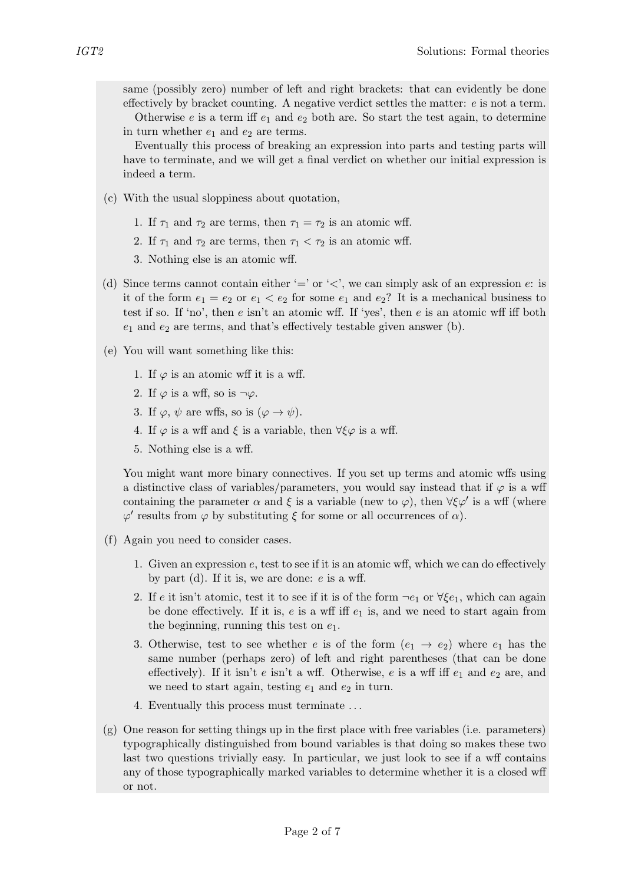same (possibly zero) number of left and right brackets: that can evidently be done effectively by bracket counting. A negative verdict settles the matter: $e$ is not a term.

Otherwise $e$ is a term iff $e_1$ and $e_2$ both are. So start the test again, to determine in turn whether $e_1$ and $e_2$ are terms.

Eventually this process of breaking an expression into parts and testing parts will have to terminate, and we will get a final verdict on whether our initial expression is indeed a term.

(c) With the usual sloppiness about quotation,

1. If $\tau_1$ and $\tau_2$ are terms, then $\tau_1 = \tau_2$ is an atomic wff.
2. If $\tau_1$ and $\tau_2$ are terms, then $\tau_1 < \tau_2$ is an atomic wff.
3. Nothing else is an atomic wff.

(d) Since terms cannot contain either '$=$' or '$<$', we can simply ask of an expression $e$: is it of the form $e_1 = e_2$ or $e_1 < e_2$ for some $e_1$ and $e_2$? It is a mechanical business to test if so. If 'no', then $e$ isn't an atomic wff. If 'yes', then $e$ is an atomic wff iff both $e_1$ and $e_2$ are terms, and that's effectively testable given answer (b).

(e) You will want something like this:

1. If $\varphi$ is an atomic wff it is a wff.
2. If $\varphi$ is a wff, so is $\neg\varphi$.
3. If $\varphi$, $\psi$ are wffs, so is $(\varphi \to \psi)$.
4. If $\varphi$ is a wff and $\xi$ is a variable, then $\forall\xi\varphi$ is a wff.
5. Nothing else is a wff.

You might want more binary connectives. If you set up terms and atomic wffs using a distinctive class of variables/parameters, you would say instead that if $\varphi$ is a wff containing the parameter $\alpha$ and $\xi$ is a variable (new to $\varphi$), then $\forall\xi\varphi'$ is a wff (where $\varphi'$ results from $\varphi$ by substituting $\xi$ for some or all occurrences of $\alpha$).

(f) Again you need to consider cases.

1. Given an expression $e$, test to see if it is an atomic wff, which we can do effectively by part (d). If it is, we are done: $e$ is a wff.
2. If $e$ it isn't atomic, test it to see if it is of the form $\neg e_1$ or $\forall\xi e_1$, which can again be done effectively. If it is, $e$ is a wff iff $e_1$ is, and we need to start again from the beginning, running this test on $e_1$.
3. Otherwise, test to see whether $e$ is of the form $(e_1 \to e_2)$ where $e_1$ has the same number (perhaps zero) of left and right parentheses (that can be done effectively). If it isn't $e$ isn't a wff. Otherwise, $e$ is a wff iff $e_1$ and $e_2$ are, and we need to start again, testing $e_1$ and $e_2$ in turn.
4. Eventually this process must terminate ...

(g) One reason for setting things up in the first place with free variables (i.e. parameters) typographically distinguished from bound variables is that doing so makes these two last two questions trivially easy. In particular, we just look to see if a wff contains any of those typographically marked variables to determine whether it is a closed wff or not.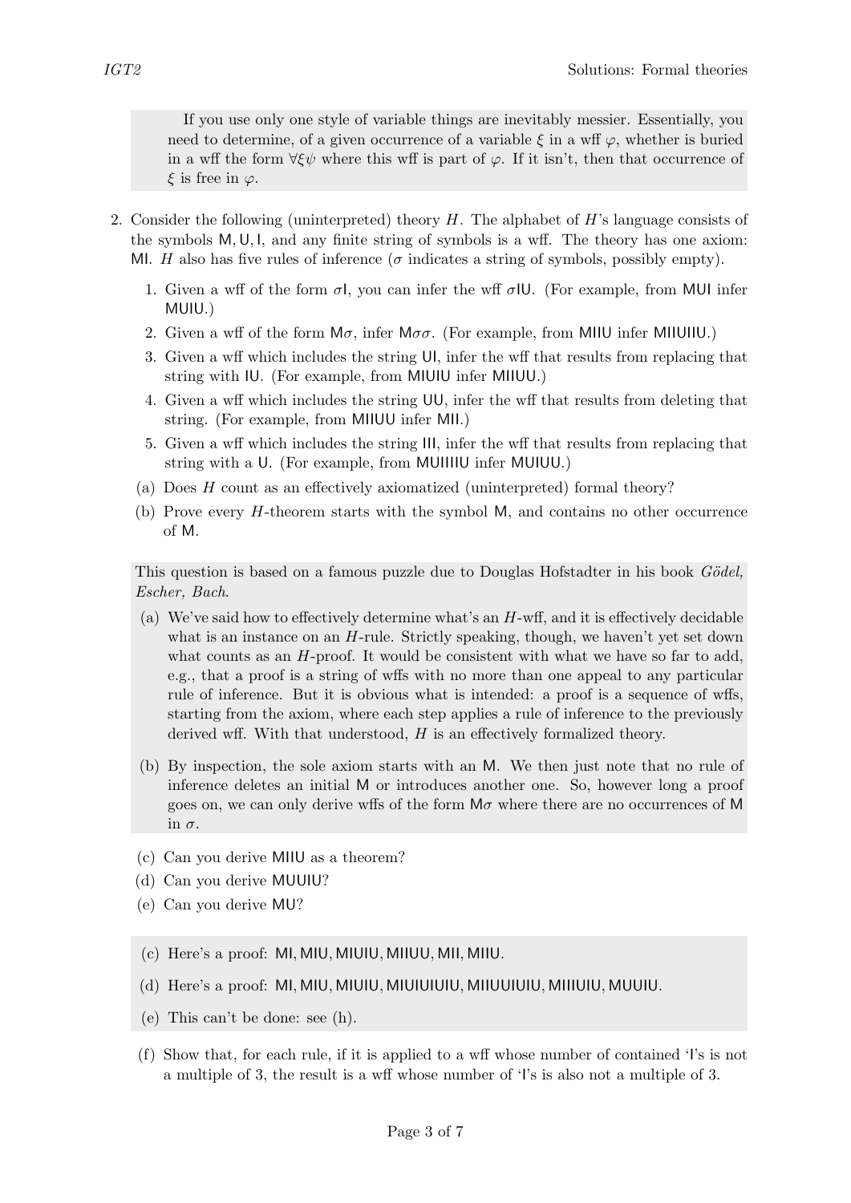If you use only one style of variable things are inevitably messier. Essentially, you need to determine, of a given occurrence of a variable $\xi$ in a wff $\varphi$, whether is buried in a wff the form $\forall\xi\psi$ where this wff is part of $\varphi$. If it isn't, then that occurrence of $\xi$ is free in $\varphi$.

2. Consider the following (uninterpreted) theory $H$. The alphabet of $H$'s language consists of the symbols M, U, I, and any finite string of symbols is a wff. The theory has one axiom: MI. $H$ also has five rules of inference ($\sigma$ indicates a string of symbols, possibly empty).

   1. Given a wff of the form $\sigma$I, you can infer the wff $\sigma$IU. (For example, from MUI infer MUIU.)
   2. Given a wff of the form M$\sigma$, infer M$\sigma\sigma$. (For example, from MIIU infer MIIUIIU.)
   3. Given a wff which includes the string UI, infer the wff that results from replacing that string with IU. (For example, from MIUIU infer MIIUU.)
   4. Given a wff which includes the string UU, infer the wff that results from deleting that string. (For example, from MIIUU infer MII.)
   5. Given a wff which includes the string III, infer the wff that results from replacing that string with a U. (For example, from MUIIIIU infer MUIUU.)

   (a) Does $H$ count as an effectively axiomatized (uninterpreted) formal theory?

   (b) Prove every $H$-theorem starts with the symbol M, and contains no other occurrence of M.

This question is based on a famous puzzle due to Douglas Hofstadter in his book *Gödel, Escher, Bach*.

(a) We've said how to effectively determine what's an $H$-wff, and it is effectively decidable what is an instance on an $H$-rule. Strictly speaking, though, we haven't yet set down what counts as an $H$-proof. It would be consistent with what we have so far to add, e.g., that a proof is a string of wffs with no more than one appeal to any particular rule of inference. But it is obvious what is intended: a proof is a sequence of wffs, starting from the axiom, where each step applies a rule of inference to the previously derived wff. With that understood, $H$ is an effectively formalized theory.

(b) By inspection, the sole axiom starts with an M. We then just note that no rule of inference deletes an initial M or introduces another one. So, however long a proof goes on, we can only derive wffs of the form M$\sigma$ where there are no occurrences of M in $\sigma$.

   (c) Can you derive MIIU as a theorem?

   (d) Can you derive MUUIU?

   (e) Can you derive MU?

(c) Here's a proof: MI, MIU, MIUIU, MIIUU, MII, MIIU.

(d) Here's a proof: MI, MIU, MIUIU, MIUIUIUIU, MIIUUIUIU, MIIIUIU, MUUIU.

(e) This can't be done: see (h).

   (f) Show that, for each rule, if it is applied to a wff whose number of contained 'I's is not a multiple of 3, the result is a wff whose number of 'I's is also not a multiple of 3.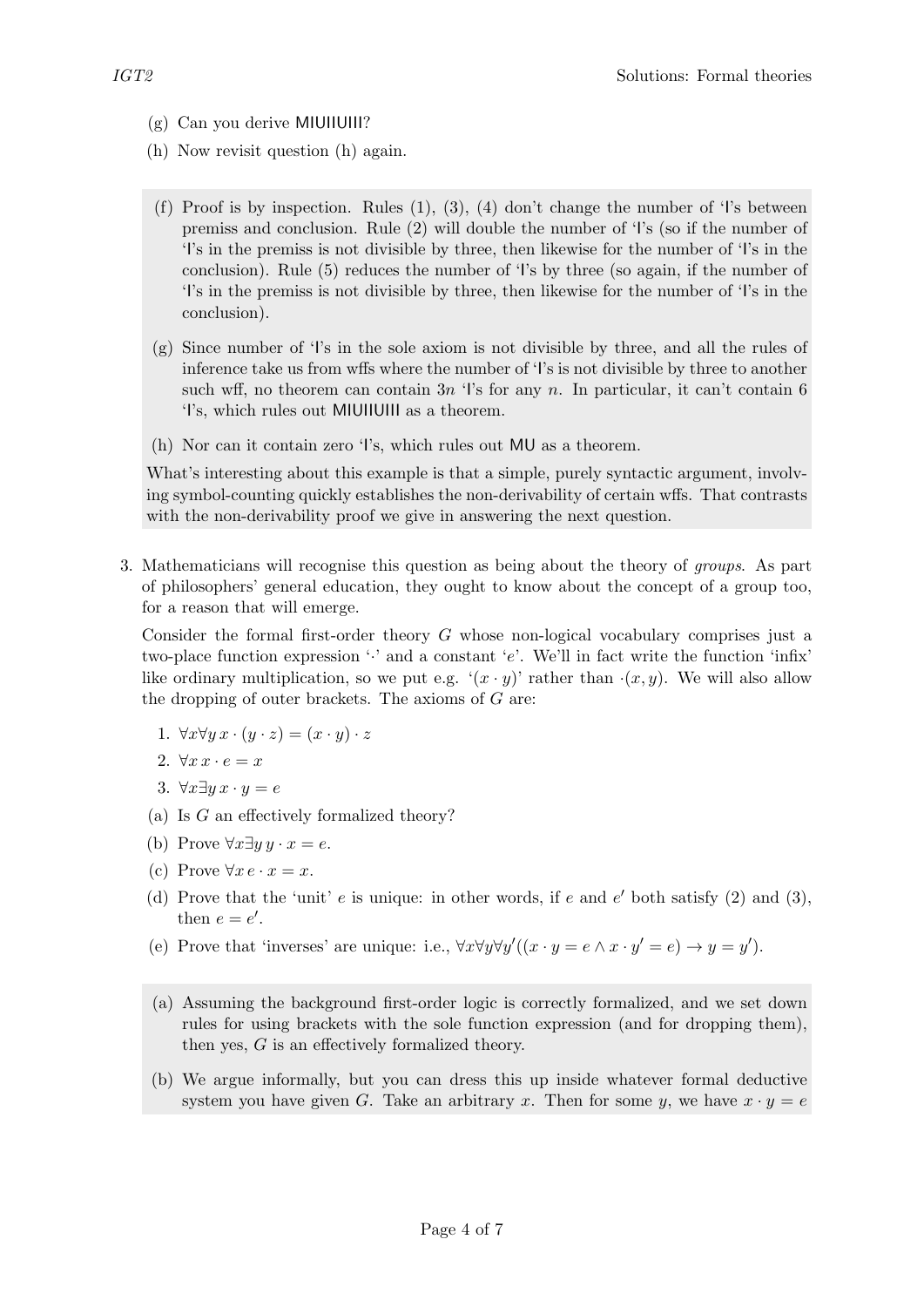(g) Can you derive MIUIIUIII?

(h) Now revisit question (h) again.

> (f) Proof is by inspection. Rules (1), (3), (4) don't change the number of 'I's between premiss and conclusion. Rule (2) will double the number of 'I's (so if the number of 'I's in the premiss is not divisible by three, then likewise for the number of 'I's in the conclusion). Rule (5) reduces the number of 'I's by three (so again, if the number of 'I's in the premiss is not divisible by three, then likewise for the number of 'I's in the conclusion).
>
> (g) Since number of 'I's in the sole axiom is not divisible by three, and all the rules of inference take us from wffs where the number of 'I's is not divisible by three to another such wff, no theorem can contain $3n$ 'I's for any $n$. In particular, it can't contain 6 'I's, which rules out MIUIIUIII as a theorem.
>
> (h) Nor can it contain zero 'I's, which rules out MU as a theorem.
>
> What's interesting about this example is that a simple, purely syntactic argument, involving symbol-counting quickly establishes the non-derivability of certain wffs. That contrasts with the non-derivability proof we give in answering the next question.

3. Mathematicians will recognise this question as being about the theory of *groups*. As part of philosophers' general education, they ought to know about the concept of a group too, for a reason that will emerge.

   Consider the formal first-order theory $G$ whose non-logical vocabulary comprises just a two-place function expression '$\cdot$' and a constant '$e$'. We'll in fact write the function 'infix' like ordinary multiplication, so we put e.g. '$(x \cdot y)$' rather than $\cdot(x, y)$. We will also allow the dropping of outer brackets. The axioms of $G$ are:

   1. $\forall x \forall y\, x \cdot (y \cdot z) = (x \cdot y) \cdot z$
   2. $\forall x\, x \cdot e = x$
   3. $\forall x \exists y\, x \cdot y = e$

   (a) Is $G$ an effectively formalized theory?

   (b) Prove $\forall x \exists y\, y \cdot x = e$.

   (c) Prove $\forall x\, e \cdot x = x$.

   (d) Prove that the 'unit' $e$ is unique: in other words, if $e$ and $e'$ both satisfy (2) and (3), then $e = e'$.

   (e) Prove that 'inverses' are unique: i.e., $\forall x \forall y \forall y'((x \cdot y = e \wedge x \cdot y' = e) \to y = y')$.

> (a) Assuming the background first-order logic is correctly formalized, and we set down rules for using brackets with the sole function expression (and for dropping them), then yes, $G$ is an effectively formalized theory.
>
> (b) We argue informally, but you can dress this up inside whatever formal deductive system you have given $G$. Take an arbitrary $x$. Then for some $y$, we have $x \cdot y = e$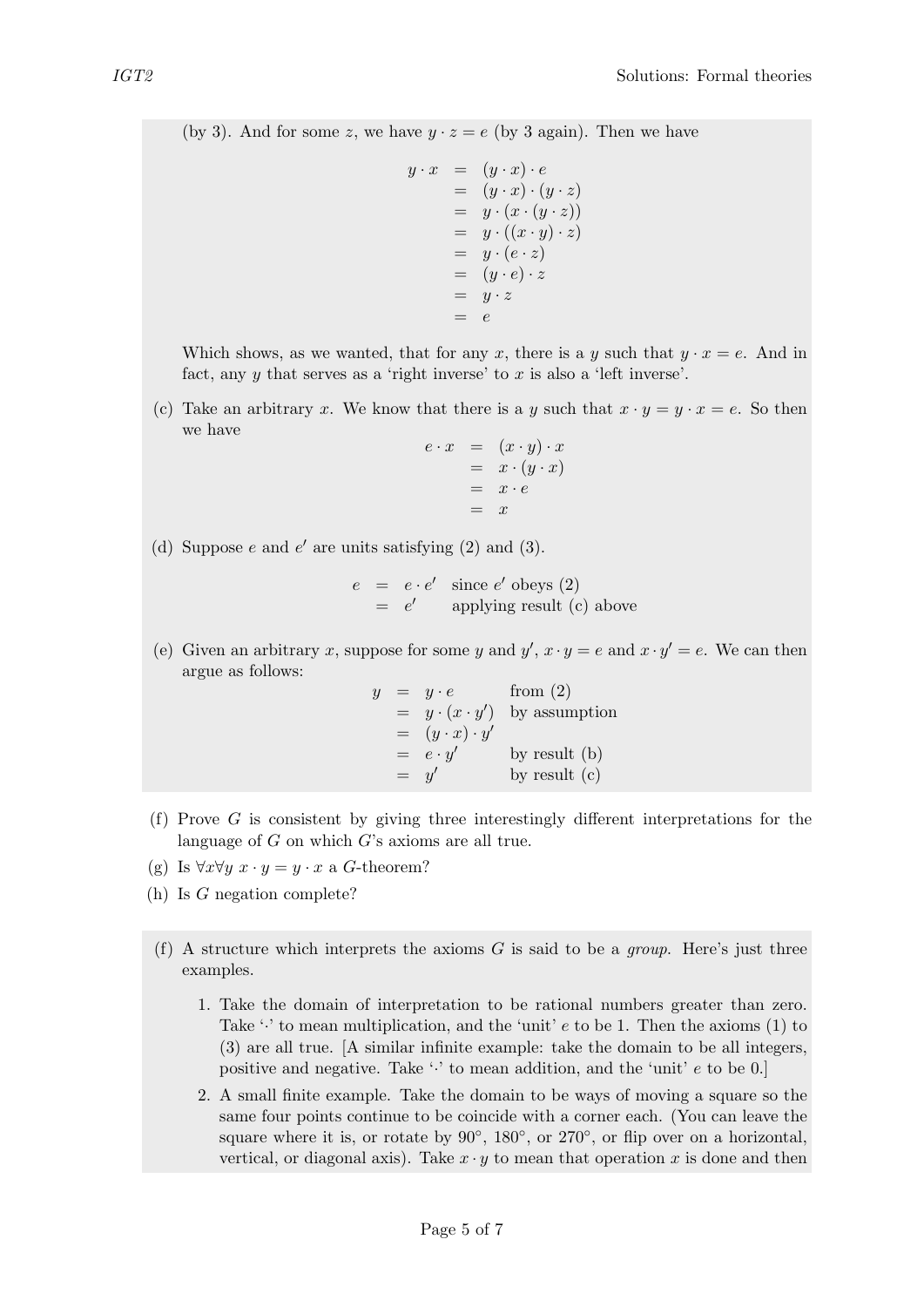(by 3). And for some $z$, we have $y \cdot z = e$ (by 3 again). Then we have

$$\begin{aligned} y \cdot x &= (y \cdot x) \cdot e \\ &= (y \cdot x) \cdot (y \cdot z) \\ &= y \cdot (x \cdot (y \cdot z)) \\ &= y \cdot ((x \cdot y) \cdot z) \\ &= y \cdot (e \cdot z) \\ &= (y \cdot e) \cdot z \\ &= y \cdot z \\ &= e \end{aligned}$$

Which shows, as we wanted, that for any $x$, there is a $y$ such that $y \cdot x = e$. And in fact, any $y$ that serves as a 'right inverse' to $x$ is also a 'left inverse'.

(c) Take an arbitrary $x$. We know that there is a $y$ such that $x \cdot y = y \cdot x = e$. So then we have

$$\begin{aligned} e \cdot x &= (x \cdot y) \cdot x \\ &= x \cdot (y \cdot x) \\ &= x \cdot e \\ &= x \end{aligned}$$

(d) Suppose $e$ and $e'$ are units satisfying (2) and (3).

$$\begin{aligned} e &= e \cdot e' && \text{since } e' \text{ obeys (2)} \\ &= e' && \text{applying result (c) above} \end{aligned}$$

(e) Given an arbitrary $x$, suppose for some $y$ and $y'$, $x \cdot y = e$ and $x \cdot y' = e$. We can then argue as follows:

$$\begin{aligned} y &= y \cdot e && \text{from (2)} \\ &= y \cdot (x \cdot y') && \text{by assumption} \\ &= (y \cdot x) \cdot y' \\ &= e \cdot y' && \text{by result (b)} \\ &= y' && \text{by result (c)} \end{aligned}$$

(f) Prove $G$ is consistent by giving three interestingly different interpretations for the language of $G$ on which $G$'s axioms are all true.

(g) Is $\forall x \forall y\ x \cdot y = y \cdot x$ a $G$-theorem?

(h) Is $G$ negation complete?

(f) A structure which interprets the axioms $G$ is said to be a *group*. Here's just three examples.

1. Take the domain of interpretation to be rational numbers greater than zero. Take '$\cdot$' to mean multiplication, and the 'unit' $e$ to be 1. Then the axioms (1) to (3) are all true. [A similar infinite example: take the domain to be all integers, positive and negative. Take '$\cdot$' to mean addition, and the 'unit' $e$ to be 0.]

2. A small finite example. Take the domain to be ways of moving a square so the same four points continue to be coincide with a corner each. (You can leave the square where it is, or rotate by 90°, 180°, or 270°, or flip over on a horizontal, vertical, or diagonal axis). Take $x \cdot y$ to mean that operation $x$ is done and then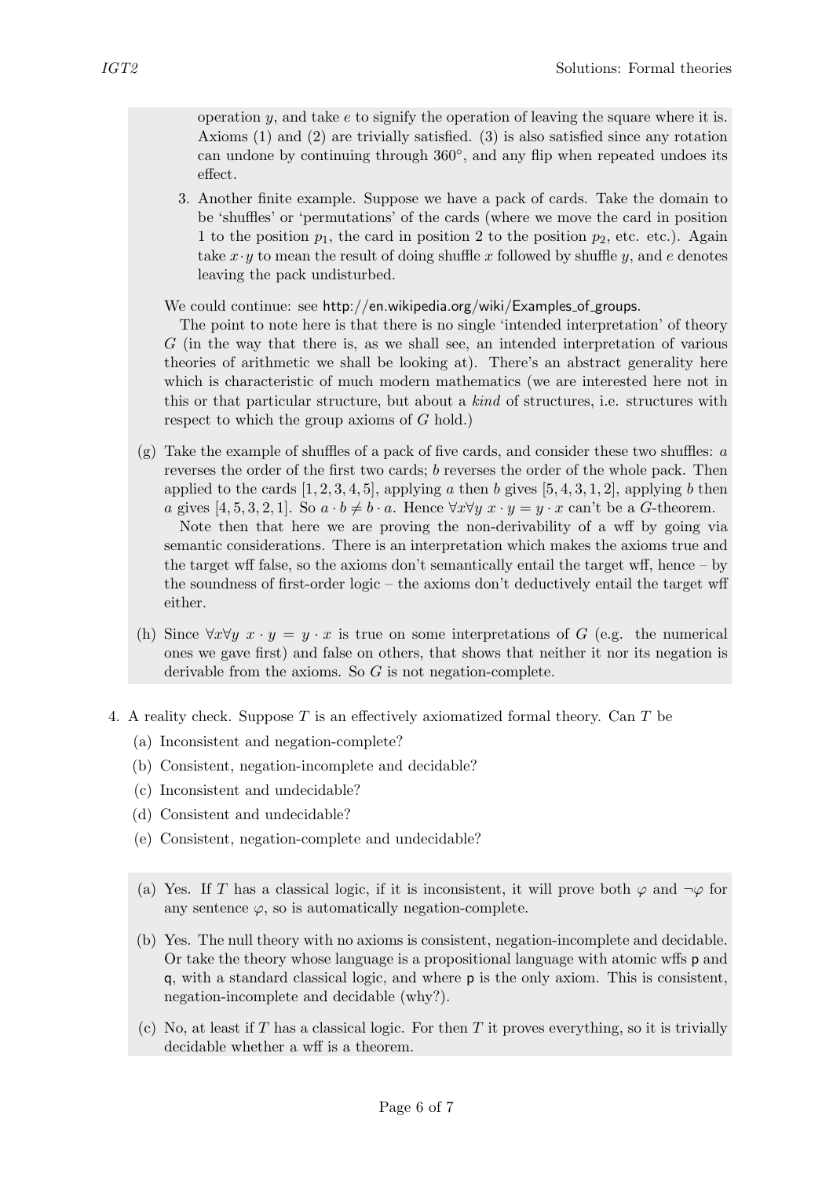operation $y$, and take $e$ to signify the operation of leaving the square where it is. Axioms (1) and (2) are trivially satisfied. (3) is also satisfied since any rotation can undone by continuing through 360°, and any flip when repeated undoes its effect.

3. Another finite example. Suppose we have a pack of cards. Take the domain to be 'shuffles' or 'permutations' of the cards (where we move the card in position 1 to the position $p_1$, the card in position 2 to the position $p_2$, etc. etc.). Again take $x \cdot y$ to mean the result of doing shuffle $x$ followed by shuffle $y$, and $e$ denotes leaving the pack undisturbed.

We could continue: see http://en.wikipedia.org/wiki/Examples_of_groups.

The point to note here is that there is no single 'intended interpretation' of theory $G$ (in the way that there is, as we shall see, an intended interpretation of various theories of arithmetic we shall be looking at). There's an abstract generality here which is characteristic of much modern mathematics (we are interested here not in this or that particular structure, but about a *kind* of structures, i.e. structures with respect to which the group axioms of $G$ hold.)

(g) Take the example of shuffles of a pack of five cards, and consider these two shuffles: $a$ reverses the order of the first two cards; $b$ reverses the order of the whole pack. Then applied to the cards $[1, 2, 3, 4, 5]$, applying $a$ then $b$ gives $[5, 4, 3, 1, 2]$, applying $b$ then $a$ gives $[4, 5, 3, 2, 1]$. So $a \cdot b \neq b \cdot a$. Hence $\forall x \forall y\ x \cdot y = y \cdot x$ can't be a $G$-theorem.

Note then that here we are proving the non-derivability of a wff by going via semantic considerations. There is an interpretation which makes the axioms true and the target wff false, so the axioms don't semantically entail the target wff, hence – by the soundness of first-order logic – the axioms don't deductively entail the target wff either.

(h) Since $\forall x \forall y\ x \cdot y = y \cdot x$ is true on some interpretations of $G$ (e.g. the numerical ones we gave first) and false on others, that shows that neither it nor its negation is derivable from the axioms. So $G$ is not negation-complete.

4. A reality check. Suppose $T$ is an effectively axiomatized formal theory. Can $T$ be

(a) Inconsistent and negation-complete?

(b) Consistent, negation-incomplete and decidable?

(c) Inconsistent and undecidable?

(d) Consistent and undecidable?

(e) Consistent, negation-complete and undecidable?

(a) Yes. If $T$ has a classical logic, if it is inconsistent, it will prove both $\varphi$ and $\neg\varphi$ for any sentence $\varphi$, so is automatically negation-complete.

(b) Yes. The null theory with no axioms is consistent, negation-incomplete and decidable. Or take the theory whose language is a propositional language with atomic wffs p and q, with a standard classical logic, and where p is the only axiom. This is consistent, negation-incomplete and decidable (why?).

(c) No, at least if $T$ has a classical logic. For then $T$ it proves everything, so it is trivially decidable whether a wff is a theorem.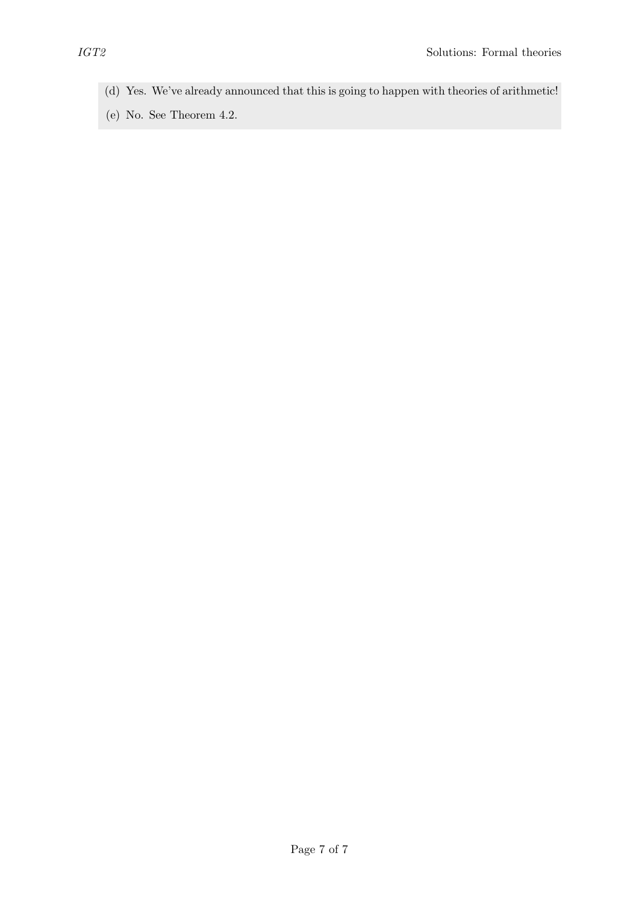(d) Yes. We've already announced that this is going to happen with theories of arithmetic!

(e) No. See Theorem 4.2.